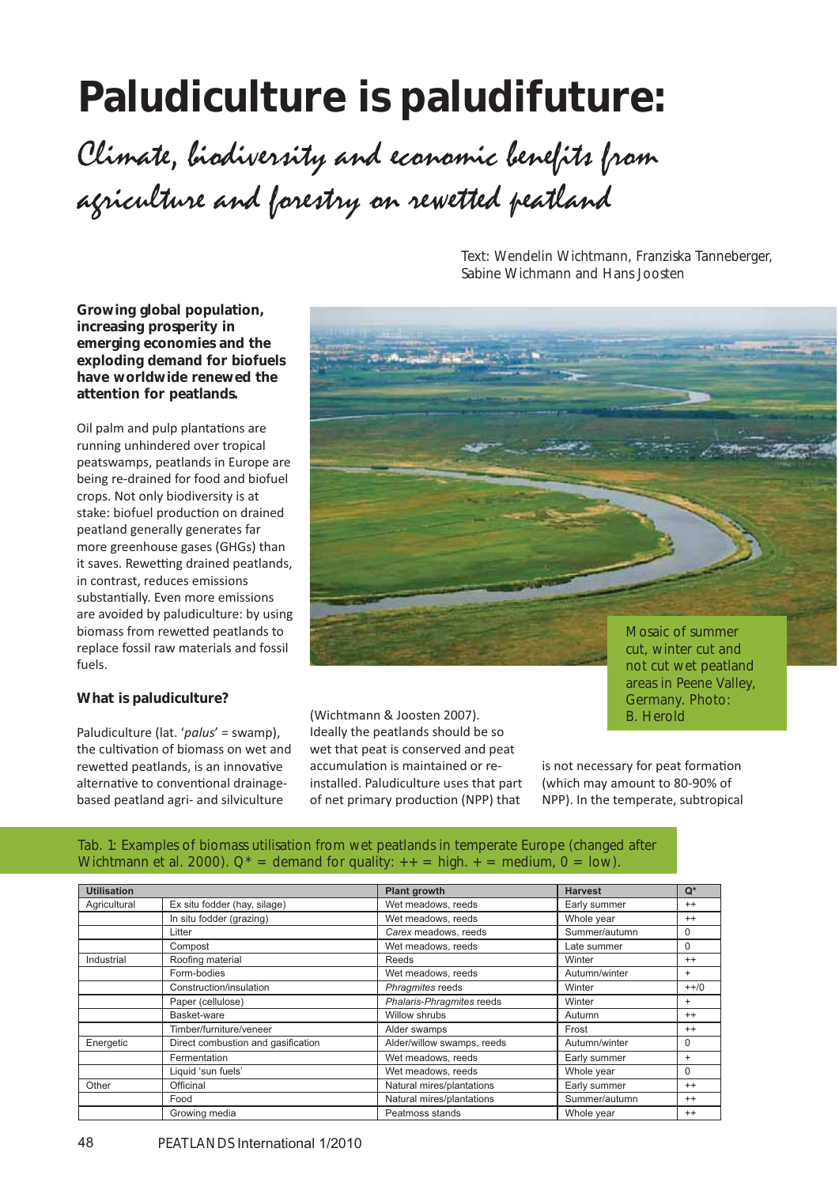# Paludiculture is paludifuture:

## *Climate, biodiversity and economic benefits from agriculture and forestry on rewetted peatland*

Text: Wendelin Wichtmann, Franziska Tanneberger, Sabine Wichmann and Hans Joosten

**Growing global population, increasing prosperity in emerging economies and the exploding demand for biofuels have worldwide renewed the attention for peatlands.**

Oil palm and pulp plantations are running unhindered over tropical peatswamps, peatlands in Europe are being re-drained for food and biofuel crops. Not only biodiversity is at stake: biofuel production on drained peatland generally generates far more greenhouse gases (GHGs) than it saves. Rewetting drained peatlands, in contrast, reduces emissions substantially. Even more emissions are avoided by paludiculture: by using biomass from rewetted peatlands to replace fossil raw materials and fossil fuels.

Mosaic of summer cut, winter cut and not cut wet peatland areas in Peene Valley, Germany. Photo: B. Herold

### What is paludiculture?

Paludiculture (lat. '*palus*' = swamp), the cultivation of biomass on wet and rewetted peatlands, is an innovative alternative to conventional drainage-based peatland agri- and silviculture (Wichtmann & Joosten 2007). Ideally the peatlands should be so wet that peat is conserved and peat accumulation is maintained or re-installed. Paludiculture uses that part of net primary production (NPP) that is not necessary for peat formation (which may amount to 80-90% of NPP). In the temperate, subtropical

Tab. 1: Examples of biomass utilisation from wet peatlands in temperate Europe (changed after Wichtmann et al. 2000). Q* = demand for quality: ++ = high. + = medium, 0 = low).

| Utilisation | | Plant growth | Harvest | Q* |
|---|---|---|---|---|
| Agricultural | Ex situ fodder (hay, silage) | Wet meadows, reeds | Early summer | ++ |
| | In situ fodder (grazing) | Wet meadows, reeds | Whole year | ++ |
| | Litter | *Carex* meadows, reeds | Summer/autumn | 0 |
| | Compost | Wet meadows, reeds | Late summer | 0 |
| Industrial | Roofing material | Reeds | Winter | ++ |
| | Form-bodies | Wet meadows, reeds | Autumn/winter | + |
| | Construction/insulation | *Phragmites* reeds | Winter | ++/0 |
| | Paper (cellulose) | *Phalaris-Phragmites* reeds | Winter | + |
| | Basket-ware | Willow shrubs | Autumn | ++ |
| | Timber/furniture/veneer | Alder swamps | Frost | ++ |
| Energetic | Direct combustion and gasification | Alder/willow swamps, reeds | Autumn/winter | 0 |
| | Fermentation | Wet meadows, reeds | Early summer | + |
| | Liquid 'sun fuels' | Wet meadows, reeds | Whole year | 0 |
| Other | Officinal | Natural mires/plantations | Early summer | ++ |
| | Food | Natural mires/plantations | Summer/autumn | ++ |
| | Growing media | Peatmoss stands | Whole year | ++ |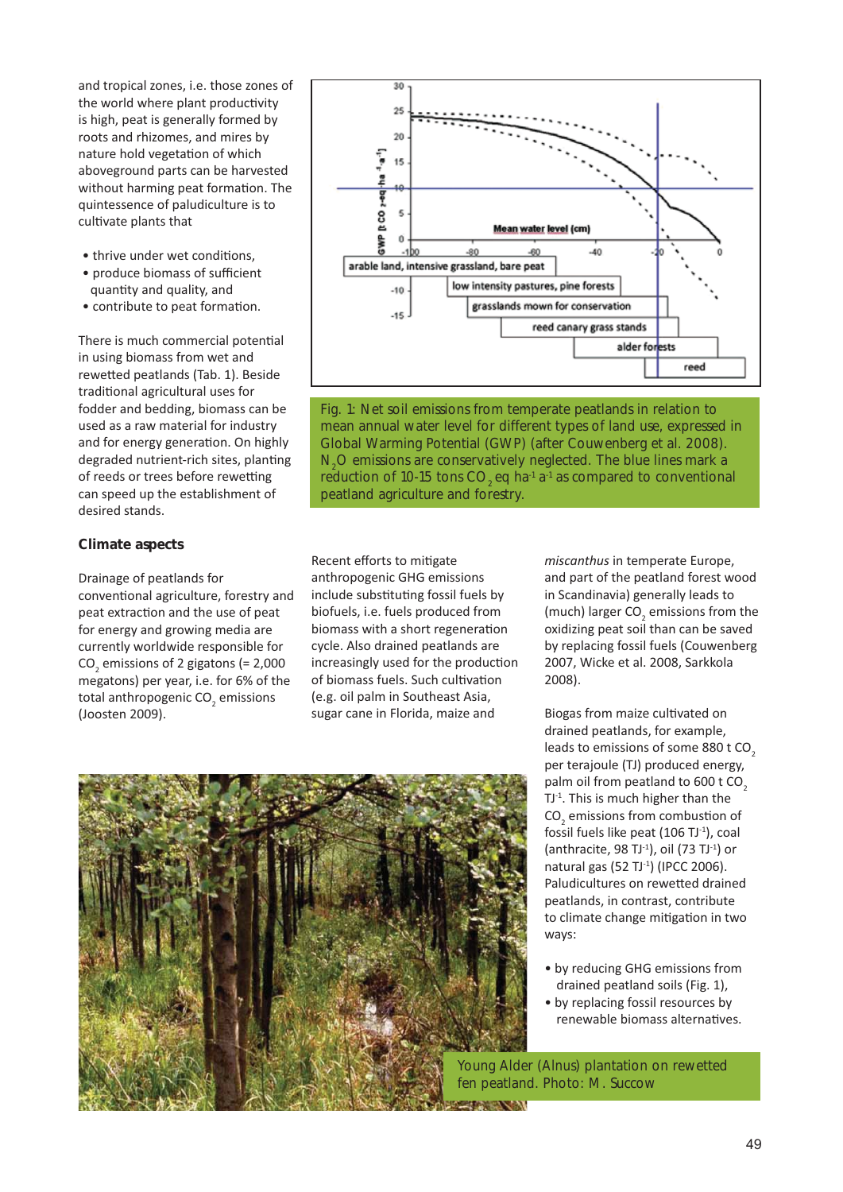and tropical zones, i.e. those zones of the world where plant productivity is high, peat is generally formed by roots and rhizomes, and mires by nature hold vegetation of which aboveground parts can be harvested without harming peat formation. The quintessence of paludiculture is to cultivate plants that

- thrive under wet conditions,
- produce biomass of sufficient quantity and quality, and
- contribute to peat formation.

There is much commercial potential in using biomass from wet and rewetted peatlands (Tab. 1). Beside traditional agricultural uses for fodder and bedding, biomass can be used as a raw material for industry and for energy generation. On highly degraded nutrient-rich sites, planting of reeds or trees before rewetting can speed up the establishment of desired stands.

Fig. 1: Net soil emissions from temperate peatlands in relation to mean annual water level for different types of land use, expressed in Global Warming Potential (GWP) (after Couwenberg et al. 2008). $N_2O$ emissions are conservatively neglected. The blue lines mark a reduction of 10-15 tons $CO_2$ eq $ha^{-1}$ $a^{-1}$ as compared to conventional peatland agriculture and forestry.

### Climate aspects

Drainage of peatlands for conventional agriculture, forestry and peat extraction and the use of peat for energy and growing media are currently worldwide responsible for $CO_2$ emissions of 2 gigatons (= 2,000 megatons) per year, i.e. for 6% of the total anthropogenic $CO_2$ emissions (Joosten 2009).

Recent efforts to mitigate anthropogenic GHG emissions include substituting fossil fuels by biofuels, i.e. fuels produced from biomass with a short regeneration cycle. Also drained peatlands are increasingly used for the production of biomass fuels. Such cultivation (e.g. oil palm in Southeast Asia, sugar cane in Florida, maize and *miscanthus* in temperate Europe, and part of the peatland forest wood in Scandinavia) generally leads to (much) larger $CO_2$ emissions from the oxidizing peat soil than can be saved by replacing fossil fuels (Couwenberg 2007, Wicke et al. 2008, Sarkkola 2008).

Biogas from maize cultivated on drained peatlands, for example, leads to emissions of some 880 t $CO_2$ per terajoule (TJ) produced energy, palm oil from peatland to 600 t $CO_2$ $TJ^{-1}$. This is much higher than the $CO_2$ emissions from combustion of fossil fuels like peat (106 $TJ^{-1}$), coal (anthracite, 98 $TJ^{-1}$), oil (73 $TJ^{-1}$) or natural gas (52 $TJ^{-1}$) (IPCC 2006). Paludicultures on rewetted drained peatlands, in contrast, contribute to climate change mitigation in two ways:

- by reducing GHG emissions from drained peatland soils (Fig. 1),
- by replacing fossil resources by renewable biomass alternatives.

Young Alder (Alnus) plantation on rewetted fen peatland. Photo: M. Succow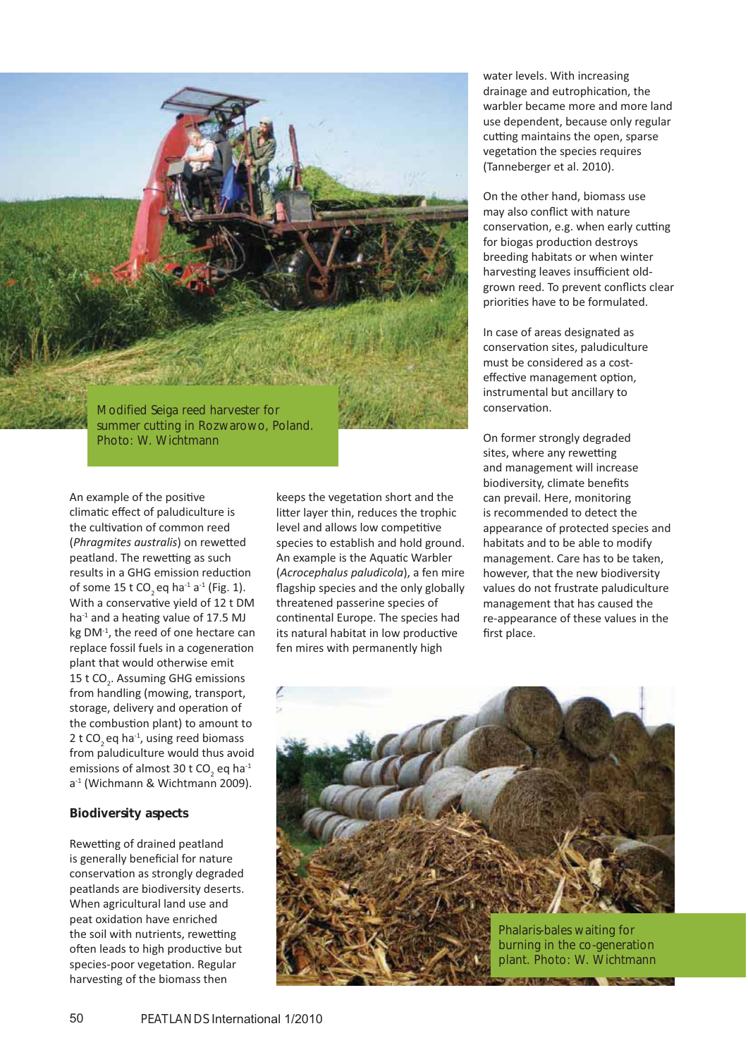Modified Seiga reed harvester for summer cutting in Rozwarowo, Poland. Photo: W. Wichtmann

An example of the positive climatic effect of paludiculture is the cultivation of common reed (*Phragmites australis*) on rewetted peatland. The rewetting as such results in a GHG emission reduction of some 15 t $CO_2$ eq $ha^{-1}$ $a^{-1}$ (Fig. 1). With a conservative yield of 12 t DM $ha^{-1}$ and a heating value of 17.5 MJ kg $DM^{-1}$, the reed of one hectare can replace fossil fuels in a cogeneration plant that would otherwise emit 15 t $CO_2$. Assuming GHG emissions from handling (mowing, transport, storage, delivery and operation of the combustion plant) to amount to 2 t $CO_2$ eq $ha^{-1}$, using reed biomass from paludiculture would thus avoid emissions of almost 30 t $CO_2$ eq $ha^{-1}$ $a^{-1}$ (Wichmann & Wichtmann 2009).

### Biodiversity aspects

Rewetting of drained peatland is generally beneficial for nature conservation as strongly degraded peatlands are biodiversity deserts. When agricultural land use and peat oxidation have enriched the soil with nutrients, rewetting often leads to high productive but species-poor vegetation. Regular harvesting of the biomass then keeps the vegetation short and the litter layer thin, reduces the trophic level and allows low competitive species to establish and hold ground. An example is the Aquatic Warbler (*Acrocephalus paludicola*), a fen mire flagship species and the only globally threatened passerine species of continental Europe. The species had its natural habitat in low productive fen mires with permanently high water levels. With increasing drainage and eutrophication, the warbler became more and more land use dependent, because only regular cutting maintains the open, sparse vegetation the species requires (Tanneberger et al. 2010).

On the other hand, biomass use may also conflict with nature conservation, e.g. when early cutting for biogas production destroys breeding habitats or when winter harvesting leaves insufficient old-grown reed. To prevent conflicts clear priorities have to be formulated.

In case of areas designated as conservation sites, paludiculture must be considered as a cost-effective management option, instrumental but ancillary to conservation.

On former strongly degraded sites, where any rewetting and management will increase biodiversity, climate benefits can prevail. Here, monitoring is recommended to detect the appearance of protected species and habitats and to be able to modify management. Care has to be taken, however, that the new biodiversity values do not frustrate paludiculture management that has caused the re-appearance of these values in the first place.

Phalaris-bales waiting for burning in the co-generation plant. Photo: W. Wichtmann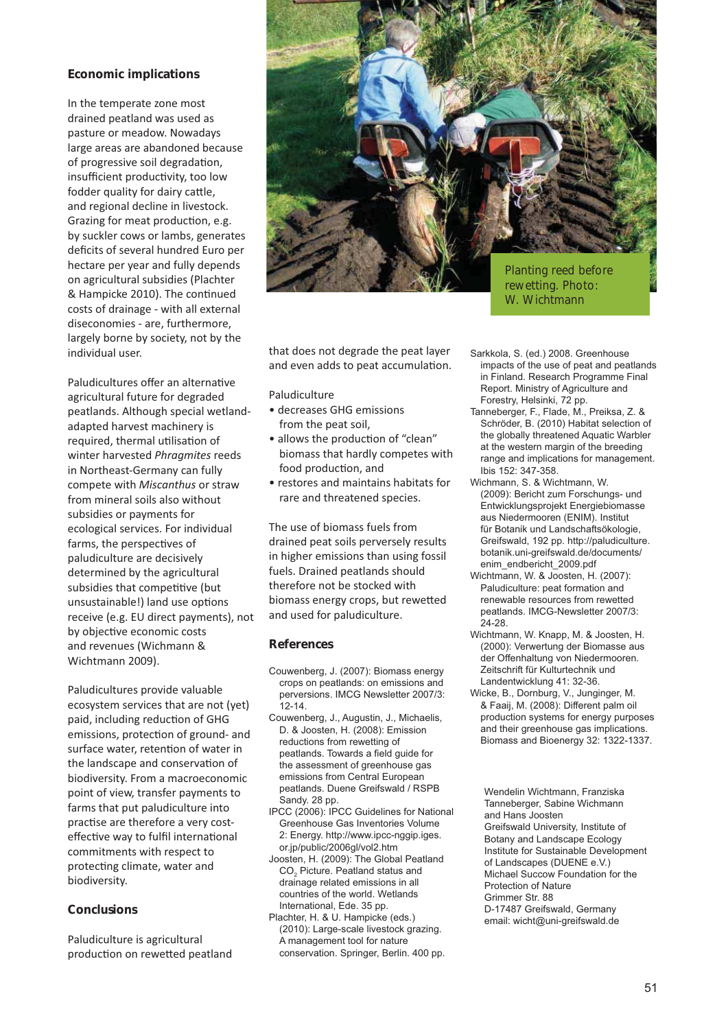## Economic implications

In the temperate zone most drained peatland was used as pasture or meadow. Nowadays large areas are abandoned because of progressive soil degradation, insufficient productivity, too low fodder quality for dairy cattle, and regional decline in livestock. Grazing for meat production, e.g. by suckler cows or lambs, generates deficits of several hundred Euro per hectare per year and fully depends on agricultural subsidies (Plachter & Hampicke 2010). The continued costs of drainage - with all external diseconomies - are, furthermore, largely borne by society, not by the individual user.

Paludicultures offer an alternative agricultural future for degraded peatlands. Although special wetland-adapted harvest machinery is required, thermal utilisation of winter harvested *Phragmites* reeds in Northeast-Germany can fully compete with *Miscanthus* or straw from mineral soils also without subsidies or payments for ecological services. For individual farms, the perspectives of paludiculture are decisively determined by the agricultural subsidies that competitive (but unsustainable!) land use options receive (e.g. EU direct payments), not by objective economic costs and revenues (Wichmann & Wichtmann 2009).

Paludicultures provide valuable ecosystem services that are not (yet) paid, including reduction of GHG emissions, protection of ground- and surface water, retention of water in the landscape and conservation of biodiversity. From a macroeconomic point of view, transfer payments to farms that put paludiculture into practise are therefore a very cost-effective way to fulfil international commitments with respect to protecting climate, water and biodiversity.

## Conclusions

Paludiculture is agricultural production on rewetted peatland that does not degrade the peat layer and even adds to peat accumulation.

Planting reed before rewetting. Photo: W. Wichtmann

Paludiculture

- decreases GHG emissions from the peat soil,
- allows the production of "clean" biomass that hardly competes with food production, and
- restores and maintains habitats for rare and threatened species.

The use of biomass fuels from drained peat soils perversely results in higher emissions than using fossil fuels. Drained peatlands should therefore not be stocked with biomass energy crops, but rewetted and used for paludiculture.

## References

Couwenberg, J. (2007): Biomass energy crops on peatlands: on emissions and perversions. IMCG Newsletter 2007/3: 12-14.

Couwenberg, J., Augustin, J., Michaelis, D. & Joosten, H. (2008): Emission reductions from rewetting of peatlands. Towards a field guide for the assessment of greenhouse gas emissions from Central European peatlands. Duene Greifswald / RSPB Sandy. 28 pp.

IPCC (2006): IPCC Guidelines for National Greenhouse Gas Inventories Volume 2: Energy. http://www.ipcc-nggip.iges.or.jp/public/2006gl/vol2.htm

Joosten, H. (2009): The Global Peatland $CO_2$ Picture. Peatland status and drainage related emissions in all countries of the world. Wetlands International, Ede. 35 pp.

Plachter, H. & U. Hampicke (eds.) (2010): Large-scale livestock grazing. A management tool for nature conservation. Springer, Berlin. 400 pp.

Sarkkola, S. (ed.) 2008. Greenhouse impacts of the use of peat and peatlands in Finland. Research Programme Final Report. Ministry of Agriculture and Forestry, Helsinki, 72 pp.

Tanneberger, F., Flade, M., Preiksa, Z. & Schröder, B. (2010) Habitat selection of the globally threatened Aquatic Warbler at the western margin of the breeding range and implications for management. Ibis 152: 347-358.

Wichmann, S. & Wichtmann, W. (2009): Bericht zum Forschungs- und Entwicklungsprojekt Energiebiomasse aus Niedermooren (ENIM). Institut für Botanik und Landschaftsökologie, Greifswald, 192 pp. http://paludiculture.botanik.uni-greifswald.de/documents/enim_endbericht_2009.pdf

Wichtmann, W. & Joosten, H. (2007): Paludiculture: peat formation and renewable resources from rewetted peatlands. IMCG-Newsletter 2007/3: 24-28.

Wichtmann, W. Knapp, M. & Joosten, H. (2000): Verwertung der Biomasse aus der Offenhaltung von Niedermooren. Zeitschrift für Kulturtechnik und Landentwicklung 41: 32-36.

Wicke, B., Dornburg, V., Junginger, M. & Faaij, M. (2008): Different palm oil production systems for energy purposes and their greenhouse gas implications. Biomass and Bioenergy 32: 1322-1337.

Wendelin Wichtmann, Franziska Tanneberger, Sabine Wichmann and Hans Joosten
Greifswald University, Institute of Botany and Landscape Ecology
Institute for Sustainable Development of Landscapes (DUENE e.V.)
Michael Succow Foundation for the Protection of Nature
Grimmer Str. 88
D-17487 Greifswald, Germany
email: wicht@uni-greifswald.de